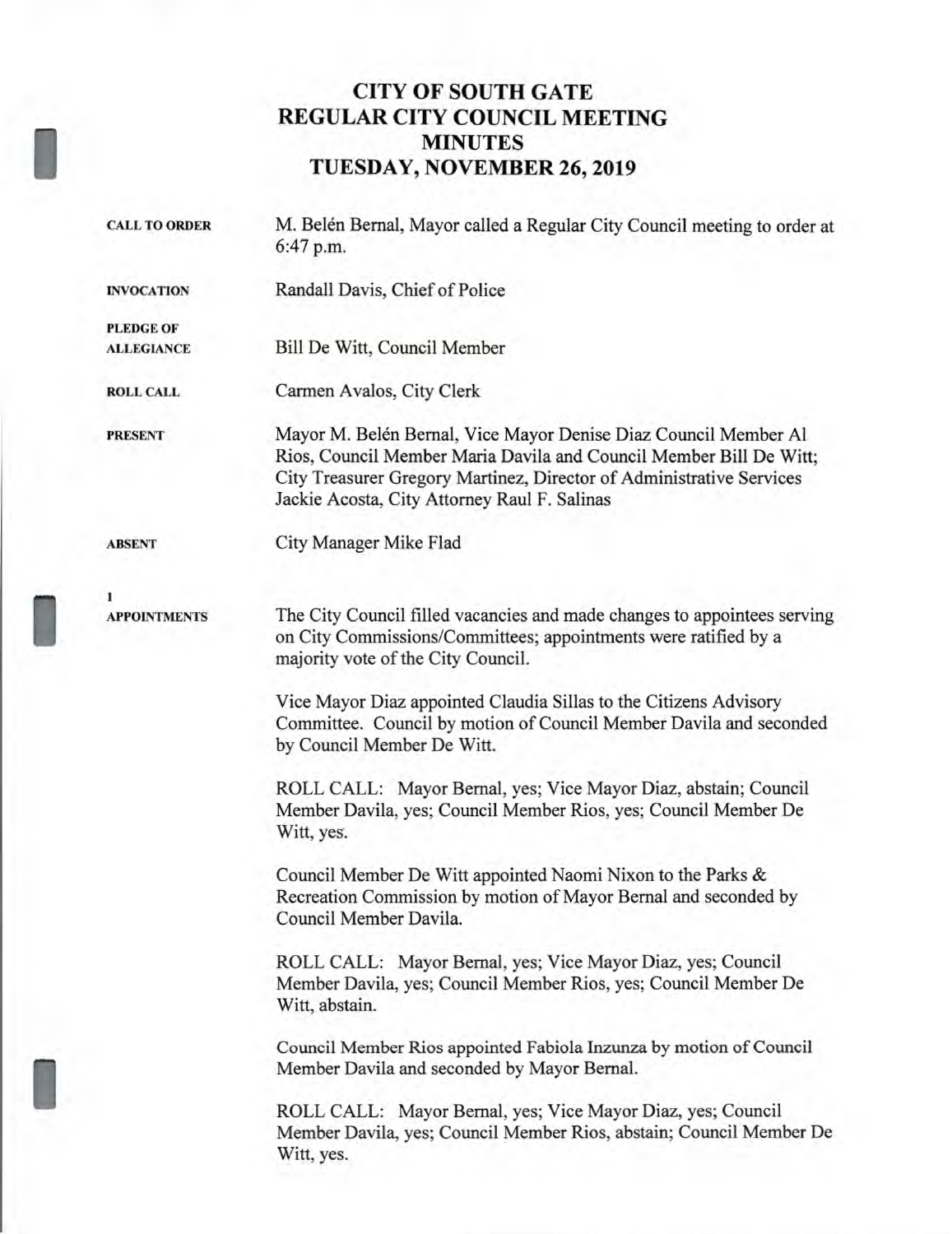# CITY OF SOUTH GATE
# REGULAR CITY COUNCIL MEETING
# MINUTES
# TUESDAY, NOVEMBER 26, 2019

**CALL TO ORDER**

M. Belén Bernal, Mayor called a Regular City Council meeting to order at 6:47 p.m.

**INVOCATION**

Randall Davis, Chief of Police

**PLEDGE OF ALLEGIANCE**

Bill De Witt, Council Member

**ROLL CALL**

Carmen Avalos, City Clerk

**PRESENT**

Mayor M. Belén Bernal, Vice Mayor Denise Diaz Council Member Al Rios, Council Member Maria Davila and Council Member Bill De Witt; City Treasurer Gregory Martinez, Director of Administrative Services Jackie Acosta, City Attorney Raul F. Salinas

**ABSENT**

City Manager Mike Flad

**1**
**APPOINTMENTS**

The City Council filled vacancies and made changes to appointees serving on City Commissions/Committees; appointments were ratified by a majority vote of the City Council.

Vice Mayor Diaz appointed Claudia Sillas to the Citizens Advisory Committee. Council by motion of Council Member Davila and seconded by Council Member De Witt.

ROLL CALL: Mayor Bernal, yes; Vice Mayor Diaz, abstain; Council Member Davila, yes; Council Member Rios, yes; Council Member De Witt, yes.

Council Member De Witt appointed Naomi Nixon to the Parks & Recreation Commission by motion of Mayor Bernal and seconded by Council Member Davila.

ROLL CALL: Mayor Bernal, yes; Vice Mayor Diaz, yes; Council Member Davila, yes; Council Member Rios, yes; Council Member De Witt, abstain.

Council Member Rios appointed Fabiola Inzunza by motion of Council Member Davila and seconded by Mayor Bernal.

ROLL CALL: Mayor Bernal, yes; Vice Mayor Diaz, yes; Council Member Davila, yes; Council Member Rios, abstain; Council Member De Witt, yes.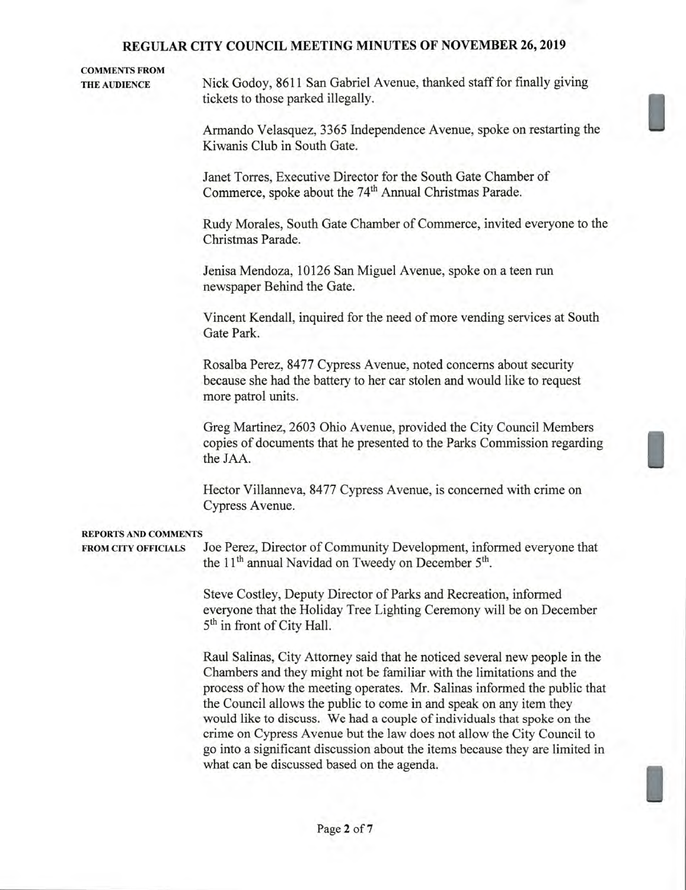**COMMENTS FROM THE AUDIENCE**

Nick Godoy, 8611 San Gabriel Avenue, thanked staff for finally giving tickets to those parked illegally.

Armando Velasquez, 3365 Independence Avenue, spoke on restarting the Kiwanis Club in South Gate.

Janet Torres, Executive Director for the South Gate Chamber of Commerce, spoke about the 74th Annual Christmas Parade.

Rudy Morales, South Gate Chamber of Commerce, invited everyone to the Christmas Parade.

Jenisa Mendoza, 10126 San Miguel Avenue, spoke on a teen run newspaper Behind the Gate.

Vincent Kendall, inquired for the need of more vending services at South Gate Park.

Rosalba Perez, 8477 Cypress Avenue, noted concerns about security because she had the battery to her car stolen and would like to request more patrol units.

Greg Martinez, 2603 Ohio Avenue, provided the City Council Members copies of documents that he presented to the Parks Commission regarding the JAA.

Hector Villanneva, 8477 Cypress Avenue, is concerned with crime on Cypress Avenue.

**REPORTS AND COMMENTS FROM CITY OFFICIALS**

Joe Perez, Director of Community Development, informed everyone that the 11th annual Navidad on Tweedy on December 5th.

Steve Costley, Deputy Director of Parks and Recreation, informed everyone that the Holiday Tree Lighting Ceremony will be on December 5th in front of City Hall.

Raul Salinas, City Attorney said that he noticed several new people in the Chambers and they might not be familiar with the limitations and the process of how the meeting operates. Mr. Salinas informed the public that the Council allows the public to come in and speak on any item they would like to discuss. We had a couple of individuals that spoke on the crime on Cypress Avenue but the law does not allow the City Council to go into a significant discussion about the items because they are limited in what can be discussed based on the agenda.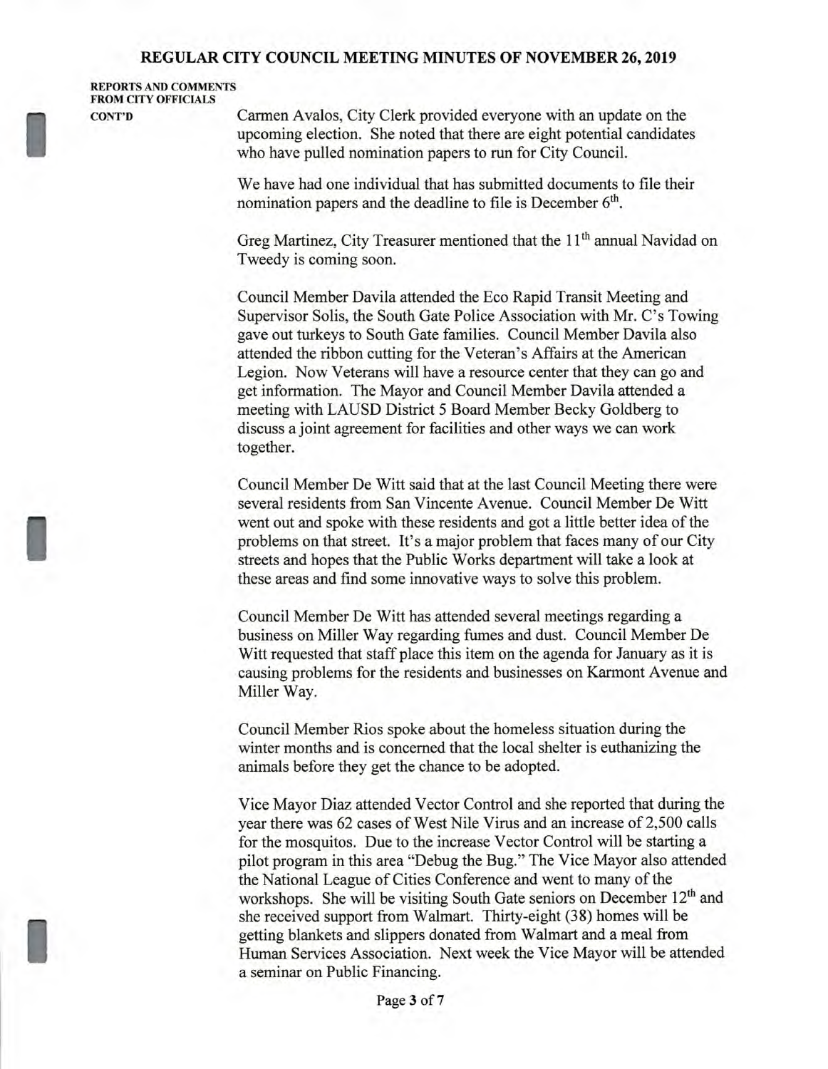**REPORTS AND COMMENTS FROM CITY OFFICIALS CONT'D**

Carmen Avalos, City Clerk provided everyone with an update on the upcoming election. She noted that there are eight potential candidates who have pulled nomination papers to run for City Council.

We have had one individual that has submitted documents to file their nomination papers and the deadline to file is December 6th.

Greg Martinez, City Treasurer mentioned that the 11th annual Navidad on Tweedy is coming soon.

Council Member Davila attended the Eco Rapid Transit Meeting and Supervisor Solis, the South Gate Police Association with Mr. C's Towing gave out turkeys to South Gate families. Council Member Davila also attended the ribbon cutting for the Veteran's Affairs at the American Legion. Now Veterans will have a resource center that they can go and get information. The Mayor and Council Member Davila attended a meeting with LAUSD District 5 Board Member Becky Goldberg to discuss a joint agreement for facilities and other ways we can work together.

Council Member De Witt said that at the last Council Meeting there were several residents from San Vincente Avenue. Council Member De Witt went out and spoke with these residents and got a little better idea of the problems on that street. It's a major problem that faces many of our City streets and hopes that the Public Works department will take a look at these areas and find some innovative ways to solve this problem.

Council Member De Witt has attended several meetings regarding a business on Miller Way regarding fumes and dust. Council Member De Witt requested that staff place this item on the agenda for January as it is causing problems for the residents and businesses on Karmont Avenue and Miller Way.

Council Member Rios spoke about the homeless situation during the winter months and is concerned that the local shelter is euthanizing the animals before they get the chance to be adopted.

Vice Mayor Diaz attended Vector Control and she reported that during the year there was 62 cases of West Nile Virus and an increase of 2,500 calls for the mosquitos. Due to the increase Vector Control will be starting a pilot program in this area "Debug the Bug." The Vice Mayor also attended the National League of Cities Conference and went to many of the workshops. She will be visiting South Gate seniors on December 12th and she received support from Walmart. Thirty-eight (38) homes will be getting blankets and slippers donated from Walmart and a meal from Human Services Association. Next week the Vice Mayor will be attended a seminar on Public Financing.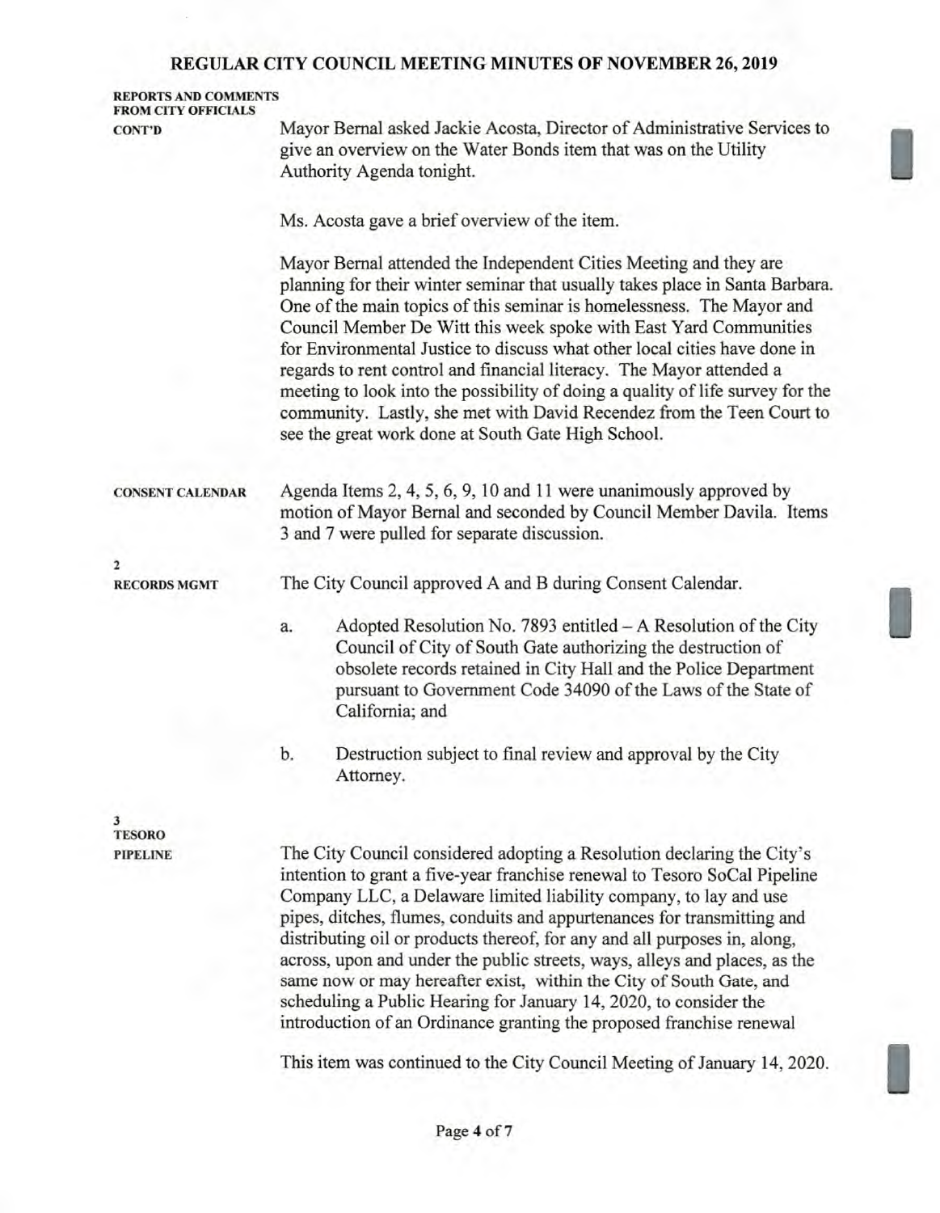**REPORTS AND COMMENTS FROM CITY OFFICIALS CONT'D**

Mayor Bernal asked Jackie Acosta, Director of Administrative Services to give an overview on the Water Bonds item that was on the Utility Authority Agenda tonight.

Ms. Acosta gave a brief overview of the item.

Mayor Bernal attended the Independent Cities Meeting and they are planning for their winter seminar that usually takes place in Santa Barbara. One of the main topics of this seminar is homelessness. The Mayor and Council Member De Witt this week spoke with East Yard Communities for Environmental Justice to discuss what other local cities have done in regards to rent control and financial literacy. The Mayor attended a meeting to look into the possibility of doing a quality of life survey for the community. Lastly, she met with David Recendez from the Teen Court to see the great work done at South Gate High School.

**CONSENT CALENDAR**

Agenda Items 2, 4, 5, 6, 9, 10 and 11 were unanimously approved by motion of Mayor Bernal and seconded by Council Member Davila. Items 3 and 7 were pulled for separate discussion.

**2**
**RECORDS MGMT**

The City Council approved A and B during Consent Calendar.

a. Adopted Resolution No. 7893 entitled – A Resolution of the City Council of City of South Gate authorizing the destruction of obsolete records retained in City Hall and the Police Department pursuant to Government Code 34090 of the Laws of the State of California; and

b. Destruction subject to final review and approval by the City Attorney.

**3**
**TESORO PIPELINE**

The City Council considered adopting a Resolution declaring the City's intention to grant a five-year franchise renewal to Tesoro SoCal Pipeline Company LLC, a Delaware limited liability company, to lay and use pipes, ditches, flumes, conduits and appurtenances for transmitting and distributing oil or products thereof, for any and all purposes in, along, across, upon and under the public streets, ways, alleys and places, as the same now or may hereafter exist, within the City of South Gate, and scheduling a Public Hearing for January 14, 2020, to consider the introduction of an Ordinance granting the proposed franchise renewal

This item was continued to the City Council Meeting of January 14, 2020.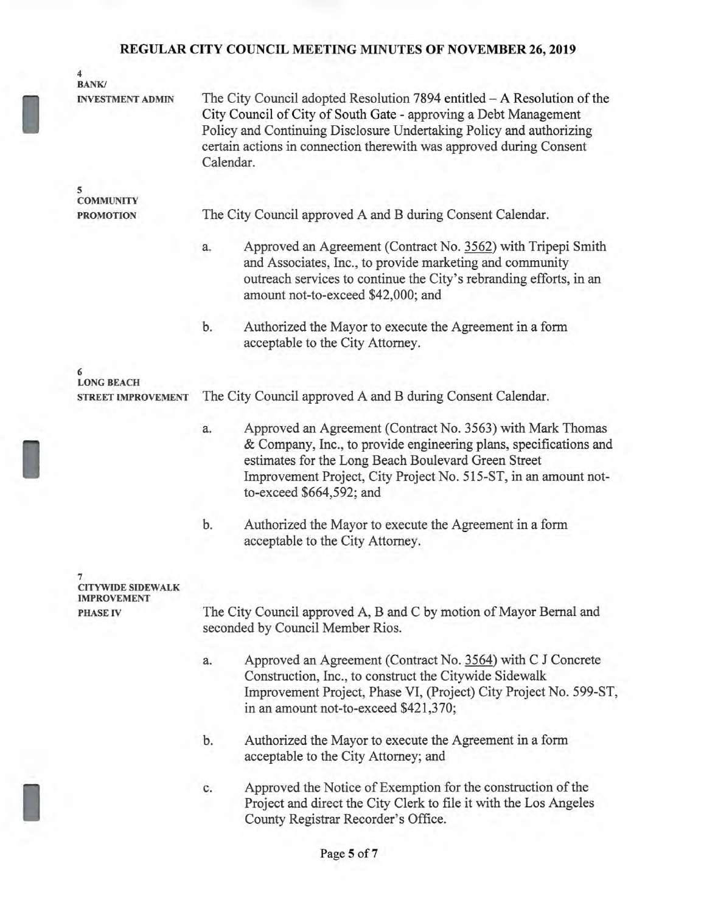**4**
**BANK/**
**INVESTMENT ADMIN**

The City Council adopted Resolution 7894 entitled – A Resolution of the City Council of City of South Gate - approving a Debt Management Policy and Continuing Disclosure Undertaking Policy and authorizing certain actions in connection therewith was approved during Consent Calendar.

**5**
**COMMUNITY**
**PROMOTION**

The City Council approved A and B during Consent Calendar.

a. Approved an Agreement (Contract No. 3562) with Tripepi Smith and Associates, Inc., to provide marketing and community outreach services to continue the City's rebranding efforts, in an amount not-to-exceed $42,000; and

b. Authorized the Mayor to execute the Agreement in a form acceptable to the City Attorney.

**6**
**LONG BEACH**
**STREET IMPROVEMENT**

The City Council approved A and B during Consent Calendar.

a. Approved an Agreement (Contract No. 3563) with Mark Thomas & Company, Inc., to provide engineering plans, specifications and estimates for the Long Beach Boulevard Green Street Improvement Project, City Project No. 515-ST, in an amount not-to-exceed $664,592; and

b. Authorized the Mayor to execute the Agreement in a form acceptable to the City Attorney.

**7**
**CITYWIDE SIDEWALK**
**IMPROVEMENT**
**PHASE IV**

The City Council approved A, B and C by motion of Mayor Bernal and seconded by Council Member Rios.

a. Approved an Agreement (Contract No. 3564) with C J Concrete Construction, Inc., to construct the Citywide Sidewalk Improvement Project, Phase VI, (Project) City Project No. 599-ST, in an amount not-to-exceed $421,370;

b. Authorized the Mayor to execute the Agreement in a form acceptable to the City Attorney; and

c. Approved the Notice of Exemption for the construction of the Project and direct the City Clerk to file it with the Los Angeles County Registrar Recorder's Office.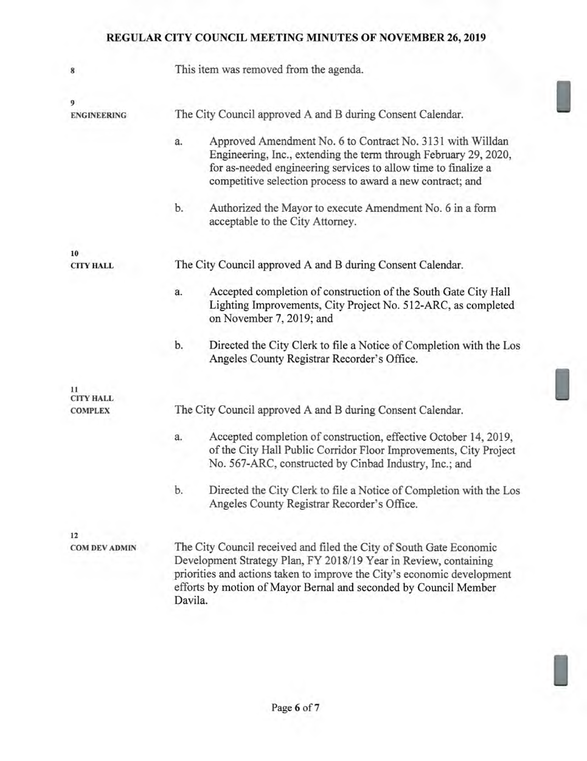**8**

This item was removed from the agenda.

**9**
**ENGINEERING**

The City Council approved A and B during Consent Calendar.

a. Approved Amendment No. 6 to Contract No. 3131 with Willdan Engineering, Inc., extending the term through February 29, 2020, for as-needed engineering services to allow time to finalize a competitive selection process to award a new contract; and

b. Authorized the Mayor to execute Amendment No. 6 in a form acceptable to the City Attorney.

**10**
**CITY HALL**

The City Council approved A and B during Consent Calendar.

a. Accepted completion of construction of the South Gate City Hall Lighting Improvements, City Project No. 512-ARC, as completed on November 7, 2019; and

b. Directed the City Clerk to file a Notice of Completion with the Los Angeles County Registrar Recorder's Office.

**11**
**CITY HALL COMPLEX**

The City Council approved A and B during Consent Calendar.

a. Accepted completion of construction, effective October 14, 2019, of the City Hall Public Corridor Floor Improvements, City Project No. 567-ARC, constructed by Cinbad Industry, Inc.; and

b. Directed the City Clerk to file a Notice of Completion with the Los Angeles County Registrar Recorder's Office.

**12**
**COM DEV ADMIN**

The City Council received and filed the City of South Gate Economic Development Strategy Plan, FY 2018/19 Year in Review, containing priorities and actions taken to improve the City's economic development efforts by motion of Mayor Bernal and seconded by Council Member Davila.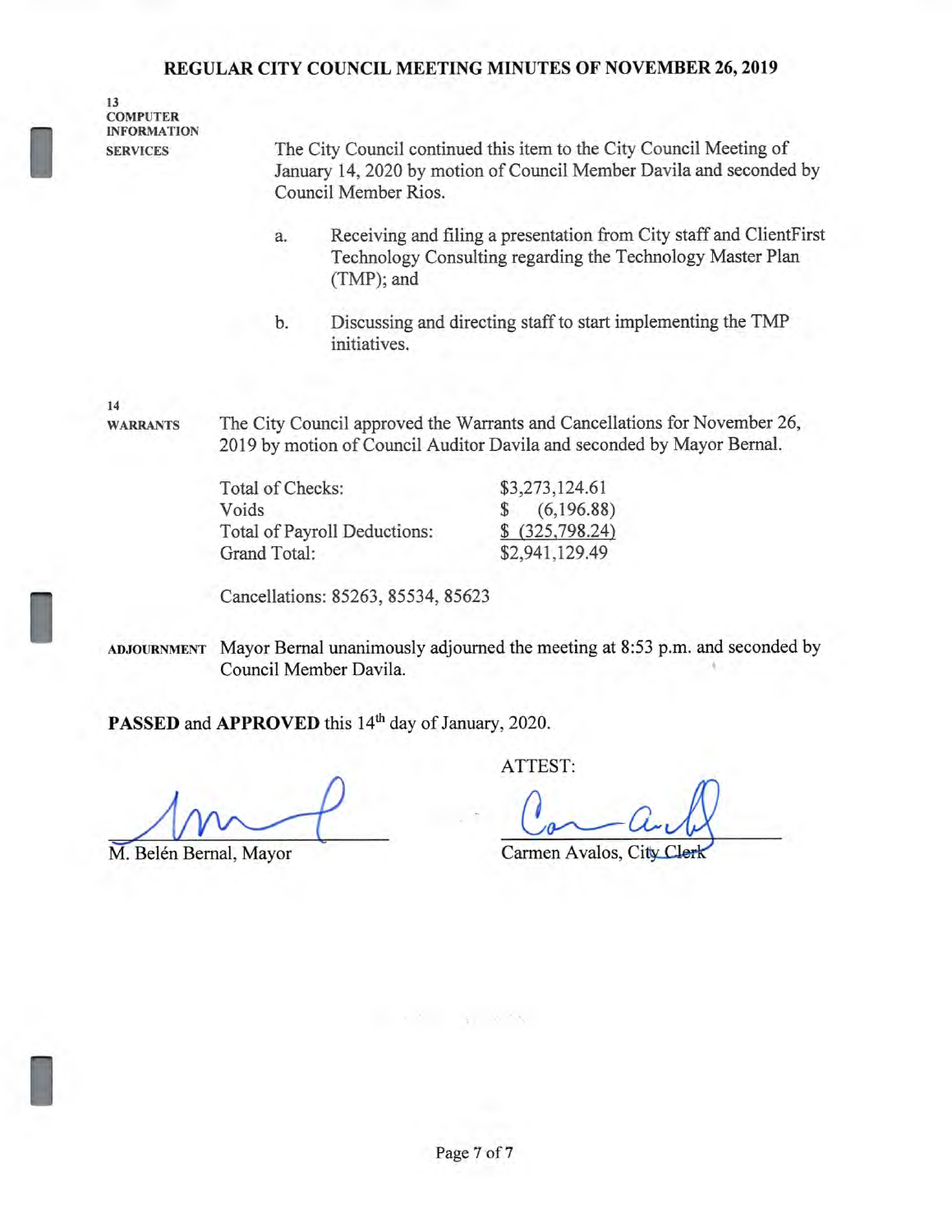**REGULAR CITY COUNCIL MEETING MINUTES OF NOVEMBER 26, 2019**

**13**
**COMPUTER INFORMATION SERVICES**

The City Council continued this item to the City Council Meeting of January 14, 2020 by motion of Council Member Davila and seconded by Council Member Rios.

a. Receiving and filing a presentation from City staff and ClientFirst Technology Consulting regarding the Technology Master Plan (TMP); and

b. Discussing and directing staff to start implementing the TMP initiatives.

**14**
**WARRANTS**

The City Council approved the Warrants and Cancellations for November 26, 2019 by motion of Council Auditor Davila and seconded by Mayor Bernal.

| | |
|---|---|
| Total of Checks: | $3,273,124.61 |
| Voids | $ (6,196.88) |
| Total of Payroll Deductions: | $ (325,798.24) |
| Grand Total: | $2,941,129.49 |

Cancellations: 85263, 85534, 85623

**ADJOURNMENT** Mayor Bernal unanimously adjourned the meeting at 8:53 p.m. and seconded by Council Member Davila.

**PASSED** and **APPROVED** this 14th day of January, 2020.

M. Belén Bernal, Mayor

ATTEST:

Carmen Avalos, City Clerk